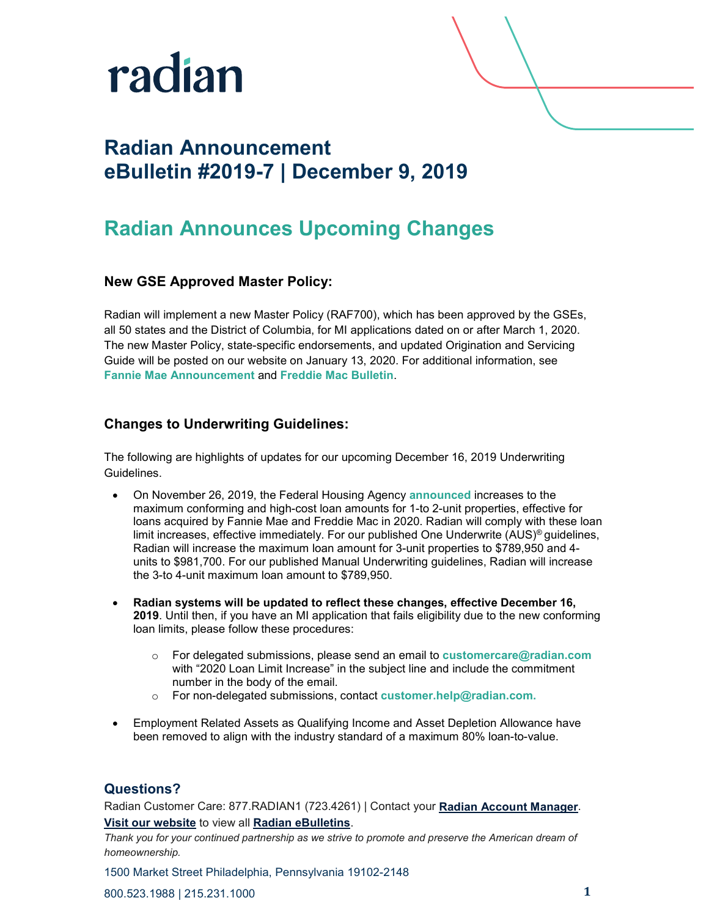radian

# Radian Announcement
# eBulletin #2019-7 | December 9, 2019

## Radian Announces Upcoming Changes

### New GSE Approved Master Policy:

Radian will implement a new Master Policy (RAF700), which has been approved by the GSEs, all 50 states and the District of Columbia, for MI applications dated on or after March 1, 2020. The new Master Policy, state-specific endorsements, and updated Origination and Servicing Guide will be posted on our website on January 13, 2020. For additional information, see **Fannie Mae Announcement** and **Freddie Mac Bulletin**.

### Changes to Underwriting Guidelines:

The following are highlights of updates for our upcoming December 16, 2019 Underwriting Guidelines.

- On November 26, 2019, the Federal Housing Agency **announced** increases to the maximum conforming and high-cost loan amounts for 1-to 2-unit properties, effective for loans acquired by Fannie Mae and Freddie Mac in 2020. Radian will comply with these loan limit increases, effective immediately. For our published One Underwrite (AUS)® guidelines, Radian will increase the maximum loan amount for 3-unit properties to $789,950 and 4-units to $981,700. For our published Manual Underwriting guidelines, Radian will increase the 3-to 4-unit maximum loan amount to $789,950.

- **Radian systems will be updated to reflect these changes, effective December 16, 2019**. Until then, if you have an MI application that fails eligibility due to the new conforming loan limits, please follow these procedures:
  - For delegated submissions, please send an email to **customercare@radian.com** with "2020 Loan Limit Increase" in the subject line and include the commitment number in the body of the email.
  - For non-delegated submissions, contact **customer.help@radian.com.**

- Employment Related Assets as Qualifying Income and Asset Depletion Allowance have been removed to align with the industry standard of a maximum 80% loan-to-value.

### Questions?

Radian Customer Care: 877.RADIAN1 (723.4261) | Contact your **Radian Account Manager**.
**Visit our website** to view all **Radian eBulletins**.

*Thank you for your continued partnership as we strive to promote and preserve the American dream of homeownership.*

1500 Market Street Philadelphia, Pennsylvania 19102-2148

800.523.1988 | 215.231.1000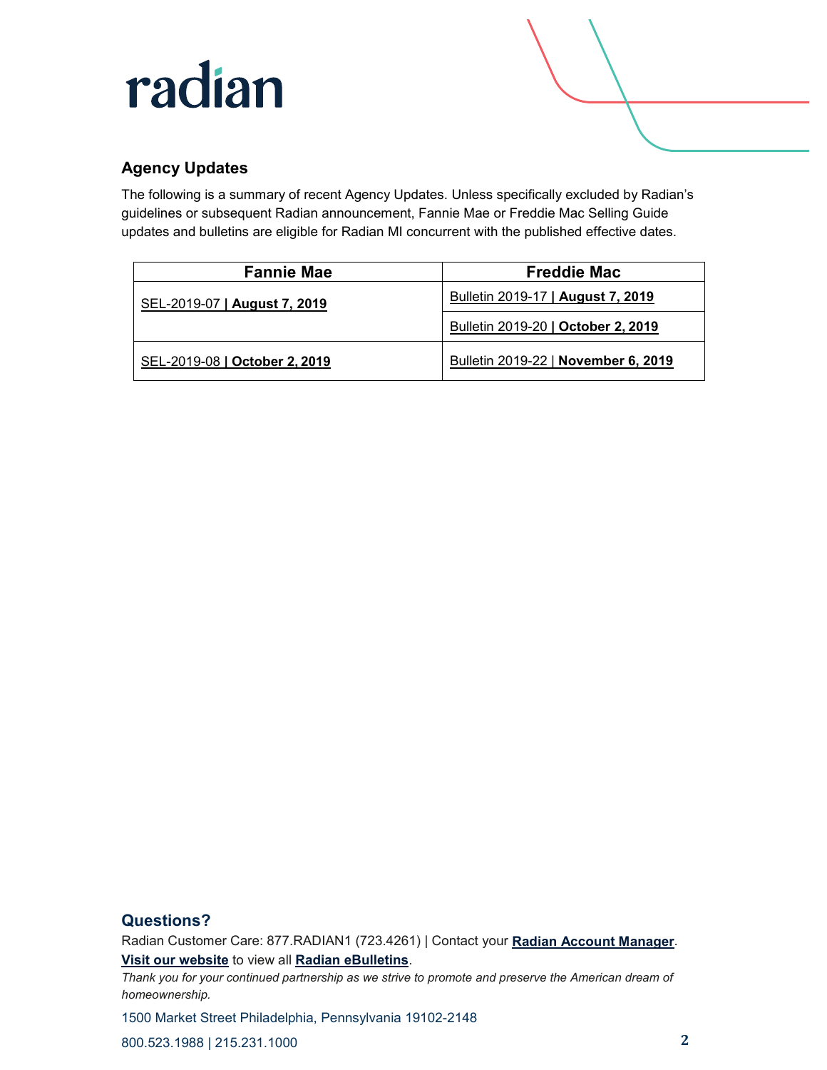## Agency Updates

The following is a summary of recent Agency Updates. Unless specifically excluded by Radian's guidelines or subsequent Radian announcement, Fannie Mae or Freddie Mac Selling Guide updates and bulletins are eligible for Radian MI concurrent with the published effective dates.

| Fannie Mae | Freddie Mac |
|---|---|
| SEL-2019-07 **\| August 7, 2019** | Bulletin 2019-17 **\| August 7, 2019** |
| | Bulletin 2019-20 **\| October 2, 2019** |
| SEL-2019-08 **\| October 2, 2019** | Bulletin 2019-22 \| **November 6, 2019** |

## Questions?

Radian Customer Care: 877.RADIAN1 (723.4261) | Contact your **Radian Account Manager**.
**Visit our website** to view all **Radian eBulletins**.

*Thank you for your continued partnership as we strive to promote and preserve the American dream of homeownership.*

1500 Market Street Philadelphia, Pennsylvania 19102-2148

800.523.1988 | 215.231.1000